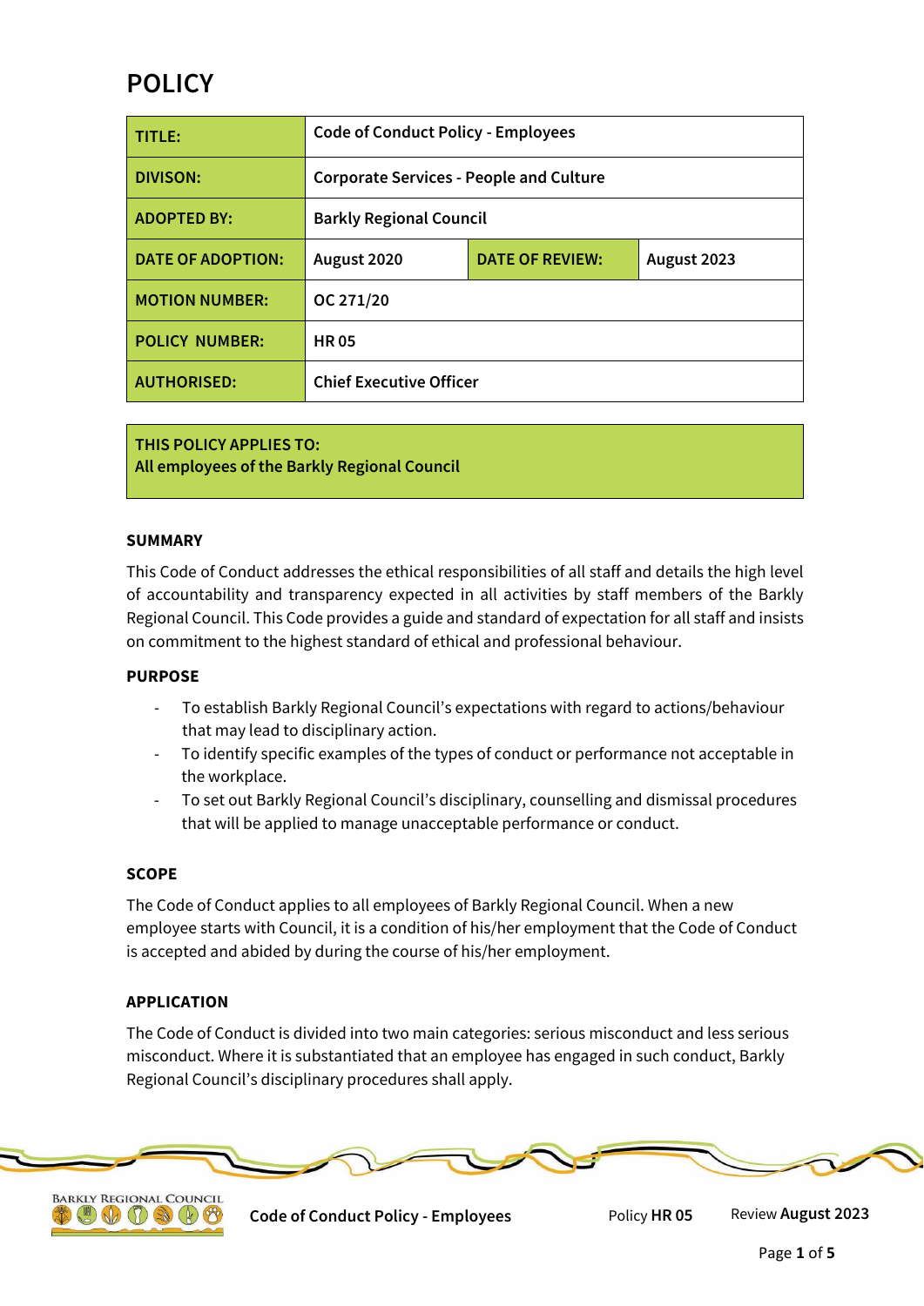# POLICY

| TITLE: | Code of Conduct Policy - Employees | | |
|---|---|---|---|
| DIVISON: | Corporate Services - People and Culture | | |
| ADOPTED BY: | Barkly Regional Council | | |
| DATE OF ADOPTION: | August 2020 | DATE OF REVIEW: | August 2023 |
| MOTION NUMBER: | OC 271/20 | | |
| POLICY NUMBER: | HR 05 | | |
| AUTHORISED: | Chief Executive Officer | | |

**THIS POLICY APPLIES TO:**
**All employees of the Barkly Regional Council**

### SUMMARY

This Code of Conduct addresses the ethical responsibilities of all staff and details the high level of accountability and transparency expected in all activities by staff members of the Barkly Regional Council. This Code provides a guide and standard of expectation for all staff and insists on commitment to the highest standard of ethical and professional behaviour.

### PURPOSE

- To establish Barkly Regional Council's expectations with regard to actions/behaviour that may lead to disciplinary action.
- To identify specific examples of the types of conduct or performance not acceptable in the workplace.
- To set out Barkly Regional Council's disciplinary, counselling and dismissal procedures that will be applied to manage unacceptable performance or conduct.

### SCOPE

The Code of Conduct applies to all employees of Barkly Regional Council. When a new employee starts with Council, it is a condition of his/her employment that the Code of Conduct is accepted and abided by during the course of his/her employment.

### APPLICATION

The Code of Conduct is divided into two main categories: serious misconduct and less serious misconduct. Where it is substantiated that an employee has engaged in such conduct, Barkly Regional Council's disciplinary procedures shall apply.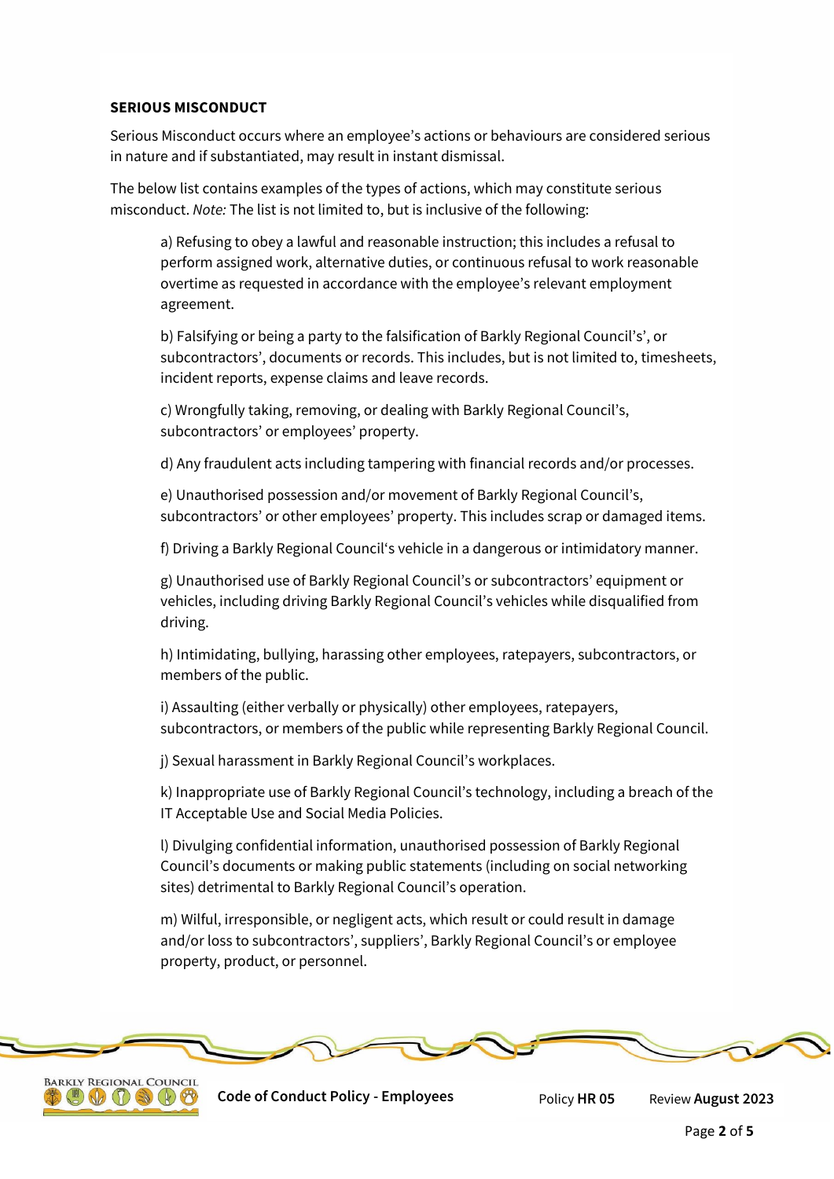**SERIOUS MISCONDUCT**

Serious Misconduct occurs where an employee's actions or behaviours are considered serious in nature and if substantiated, may result in instant dismissal.

The below list contains examples of the types of actions, which may constitute serious misconduct. *Note:* The list is not limited to, but is inclusive of the following:

a) Refusing to obey a lawful and reasonable instruction; this includes a refusal to perform assigned work, alternative duties, or continuous refusal to work reasonable overtime as requested in accordance with the employee's relevant employment agreement.

b) Falsifying or being a party to the falsification of Barkly Regional Council's', or subcontractors', documents or records. This includes, but is not limited to, timesheets, incident reports, expense claims and leave records.

c) Wrongfully taking, removing, or dealing with Barkly Regional Council's, subcontractors' or employees' property.

d) Any fraudulent acts including tampering with financial records and/or processes.

e) Unauthorised possession and/or movement of Barkly Regional Council's, subcontractors' or other employees' property. This includes scrap or damaged items.

f) Driving a Barkly Regional Council's vehicle in a dangerous or intimidatory manner.

g) Unauthorised use of Barkly Regional Council's or subcontractors' equipment or vehicles, including driving Barkly Regional Council's vehicles while disqualified from driving.

h) Intimidating, bullying, harassing other employees, ratepayers, subcontractors, or members of the public.

i) Assaulting (either verbally or physically) other employees, ratepayers, subcontractors, or members of the public while representing Barkly Regional Council.

j) Sexual harassment in Barkly Regional Council's workplaces.

k) Inappropriate use of Barkly Regional Council's technology, including a breach of the IT Acceptable Use and Social Media Policies.

l) Divulging confidential information, unauthorised possession of Barkly Regional Council's documents or making public statements (including on social networking sites) detrimental to Barkly Regional Council's operation.

m) Wilful, irresponsible, or negligent acts, which result or could result in damage and/or loss to subcontractors', suppliers', Barkly Regional Council's or employee property, product, or personnel.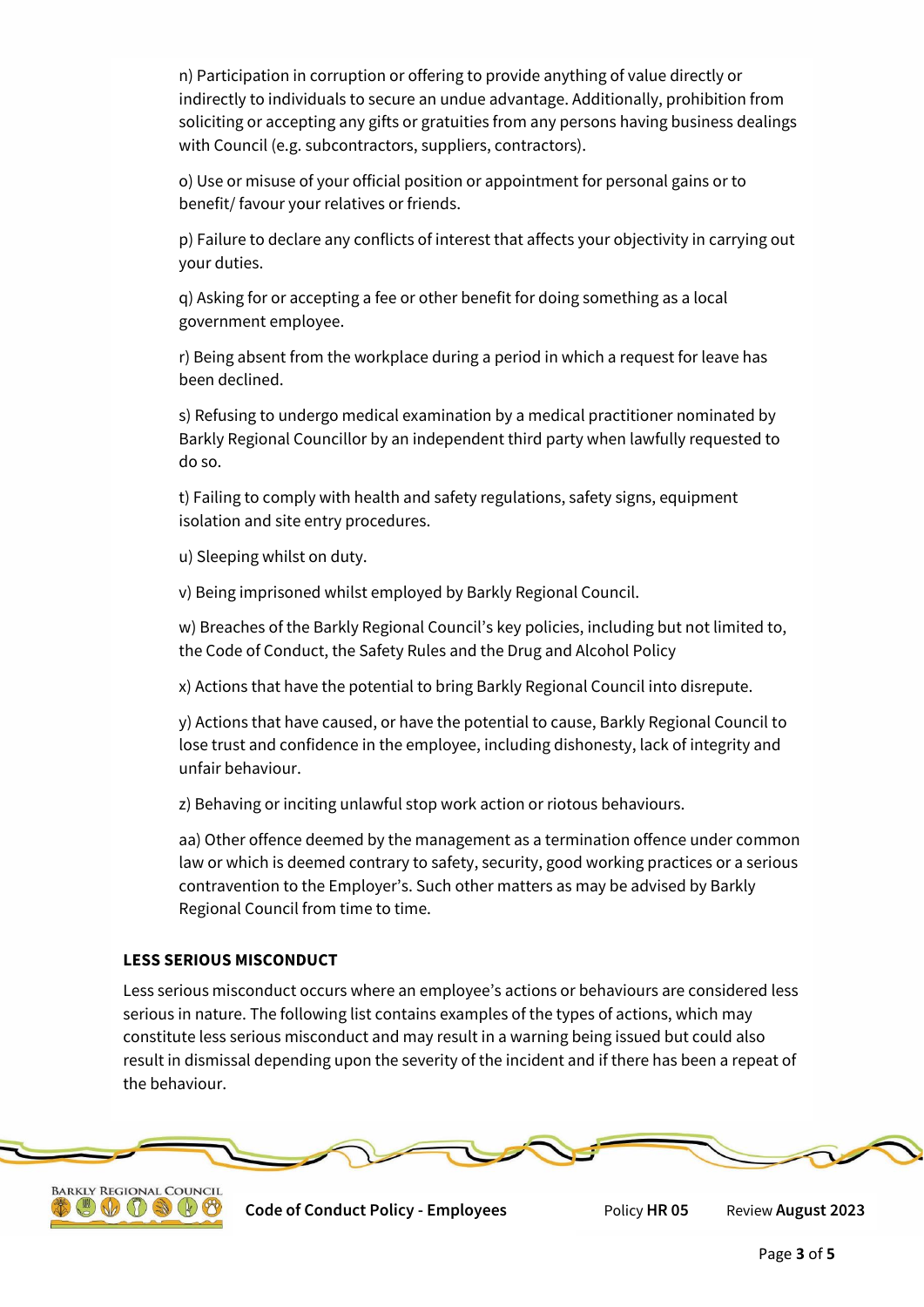n) Participation in corruption or offering to provide anything of value directly or indirectly to individuals to secure an undue advantage. Additionally, prohibition from soliciting or accepting any gifts or gratuities from any persons having business dealings with Council (e.g. subcontractors, suppliers, contractors).

o) Use or misuse of your official position or appointment for personal gains or to benefit/ favour your relatives or friends.

p) Failure to declare any conflicts of interest that affects your objectivity in carrying out your duties.

q) Asking for or accepting a fee or other benefit for doing something as a local government employee.

r) Being absent from the workplace during a period in which a request for leave has been declined.

s) Refusing to undergo medical examination by a medical practitioner nominated by Barkly Regional Councillor by an independent third party when lawfully requested to do so.

t) Failing to comply with health and safety regulations, safety signs, equipment isolation and site entry procedures.

u) Sleeping whilst on duty.

v) Being imprisoned whilst employed by Barkly Regional Council.

w) Breaches of the Barkly Regional Council's key policies, including but not limited to, the Code of Conduct, the Safety Rules and the Drug and Alcohol Policy

x) Actions that have the potential to bring Barkly Regional Council into disrepute.

y) Actions that have caused, or have the potential to cause, Barkly Regional Council to lose trust and confidence in the employee, including dishonesty, lack of integrity and unfair behaviour.

z) Behaving or inciting unlawful stop work action or riotous behaviours.

aa) Other offence deemed by the management as a termination offence under common law or which is deemed contrary to safety, security, good working practices or a serious contravention to the Employer's. Such other matters as may be advised by Barkly Regional Council from time to time.

**LESS SERIOUS MISCONDUCT**

Less serious misconduct occurs where an employee's actions or behaviours are considered less serious in nature. The following list contains examples of the types of actions, which may constitute less serious misconduct and may result in a warning being issued but could also result in dismissal depending upon the severity of the incident and if there has been a repeat of the behaviour.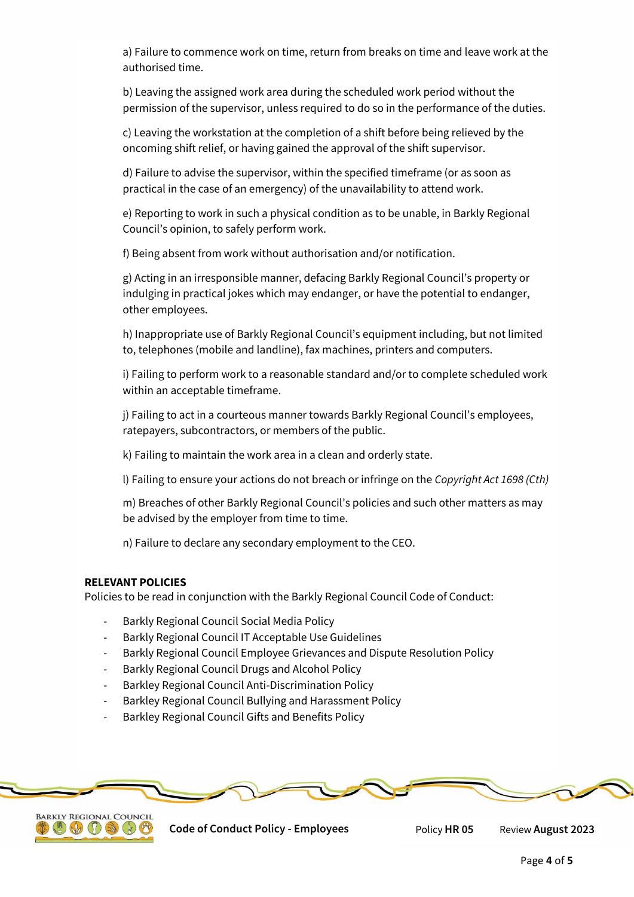a) Failure to commence work on time, return from breaks on time and leave work at the authorised time.

b) Leaving the assigned work area during the scheduled work period without the permission of the supervisor, unless required to do so in the performance of the duties.

c) Leaving the workstation at the completion of a shift before being relieved by the oncoming shift relief, or having gained the approval of the shift supervisor.

d) Failure to advise the supervisor, within the specified timeframe (or as soon as practical in the case of an emergency) of the unavailability to attend work.

e) Reporting to work in such a physical condition as to be unable, in Barkly Regional Council's opinion, to safely perform work.

f) Being absent from work without authorisation and/or notification.

g) Acting in an irresponsible manner, defacing Barkly Regional Council's property or indulging in practical jokes which may endanger, or have the potential to endanger, other employees.

h) Inappropriate use of Barkly Regional Council's equipment including, but not limited to, telephones (mobile and landline), fax machines, printers and computers.

i) Failing to perform work to a reasonable standard and/or to complete scheduled work within an acceptable timeframe.

j) Failing to act in a courteous manner towards Barkly Regional Council's employees, ratepayers, subcontractors, or members of the public.

k) Failing to maintain the work area in a clean and orderly state.

l) Failing to ensure your actions do not breach or infringe on the *Copyright Act 1698 (Cth)*

m) Breaches of other Barkly Regional Council's policies and such other matters as may be advised by the employer from time to time.

n) Failure to declare any secondary employment to the CEO.

**RELEVANT POLICIES**

Policies to be read in conjunction with the Barkly Regional Council Code of Conduct:

- Barkly Regional Council Social Media Policy
- Barkly Regional Council IT Acceptable Use Guidelines
- Barkly Regional Council Employee Grievances and Dispute Resolution Policy
- Barkly Regional Council Drugs and Alcohol Policy
- Barkley Regional Council Anti-Discrimination Policy
- Barkley Regional Council Bullying and Harassment Policy
- Barkley Regional Council Gifts and Benefits Policy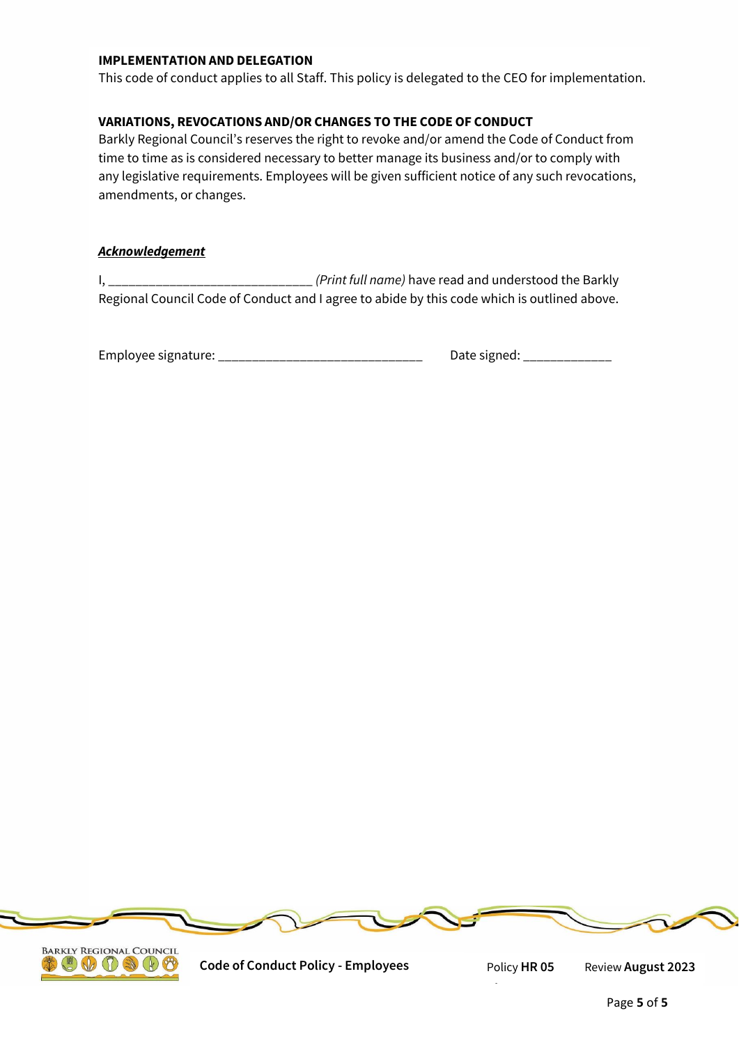**IMPLEMENTATION AND DELEGATION**

This code of conduct applies to all Staff. This policy is delegated to the CEO for implementation.

**VARIATIONS, REVOCATIONS AND/OR CHANGES TO THE CODE OF CONDUCT**

Barkly Regional Council's reserves the right to revoke and/or amend the Code of Conduct from time to time as is considered necessary to better manage its business and/or to comply with any legislative requirements. Employees will be given sufficient notice of any such revocations, amendments, or changes.

***Acknowledgement***

I, ______________________________ *(Print full name)* have read and understood the Barkly Regional Council Code of Conduct and I agree to abide by this code which is outlined above.

Employee signature: ______________________________ Date signed: _____________